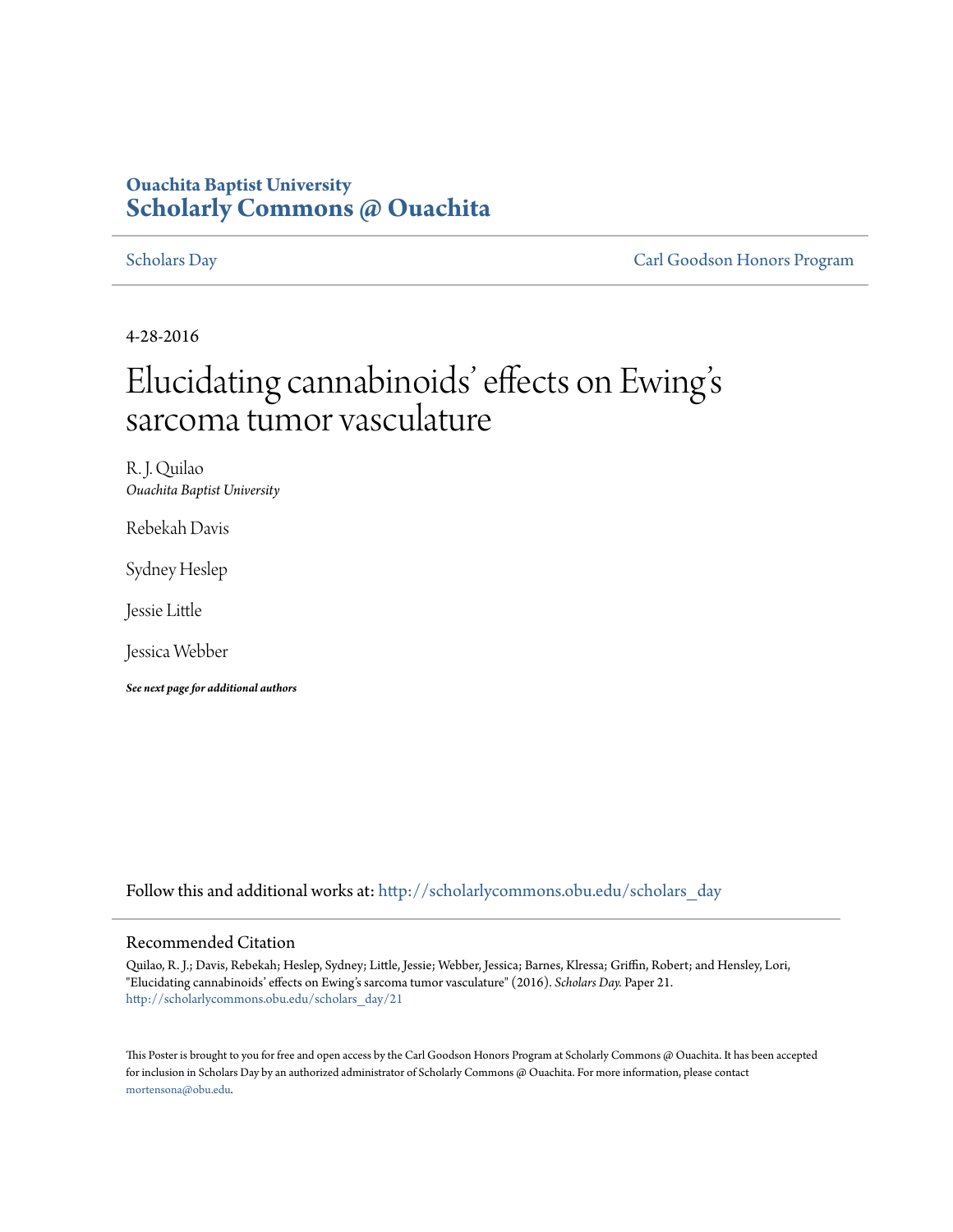**Ouachita Baptist University**
**Scholarly Commons @ Ouachita**

Scholars Day | Carl Goodson Honors Program

4-28-2016

# Elucidating cannabinoids' effects on Ewing's sarcoma tumor vasculature

R. J. Quilao
*Ouachita Baptist University*

Rebekah Davis

Sydney Heslep

Jessie Little

Jessica Webber

***See next page for additional authors***

Follow this and additional works at: http://scholarlycommons.obu.edu/scholars_day

## Recommended Citation

Quilao, R. J.; Davis, Rebekah; Heslep, Sydney; Little, Jessie; Webber, Jessica; Barnes, Klressa; Griffin, Robert; and Hensley, Lori, "Elucidating cannabinoids' effects on Ewing's sarcoma tumor vasculature" (2016). *Scholars Day.* Paper 21.
http://scholarlycommons.obu.edu/scholars_day/21

This Poster is brought to you for free and open access by the Carl Goodson Honors Program at Scholarly Commons @ Ouachita. It has been accepted for inclusion in Scholars Day by an authorized administrator of Scholarly Commons @ Ouachita. For more information, please contact mortensona@obu.edu.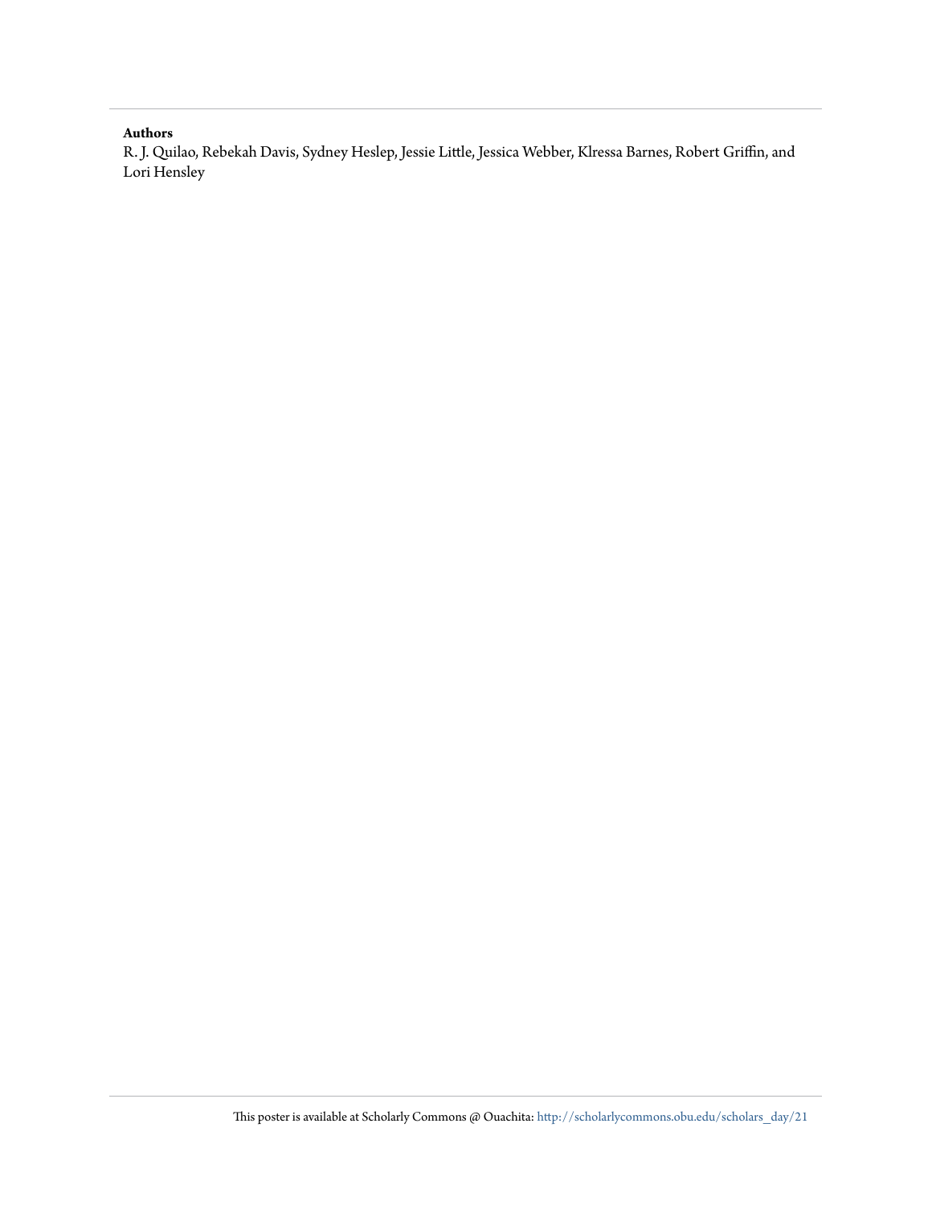**Authors**

R. J. Quilao, Rebekah Davis, Sydney Heslep, Jessie Little, Jessica Webber, Klressa Barnes, Robert Griffin, and Lori Hensley

This poster is available at Scholarly Commons @ Ouachita: http://scholarlycommons.obu.edu/scholars_day/21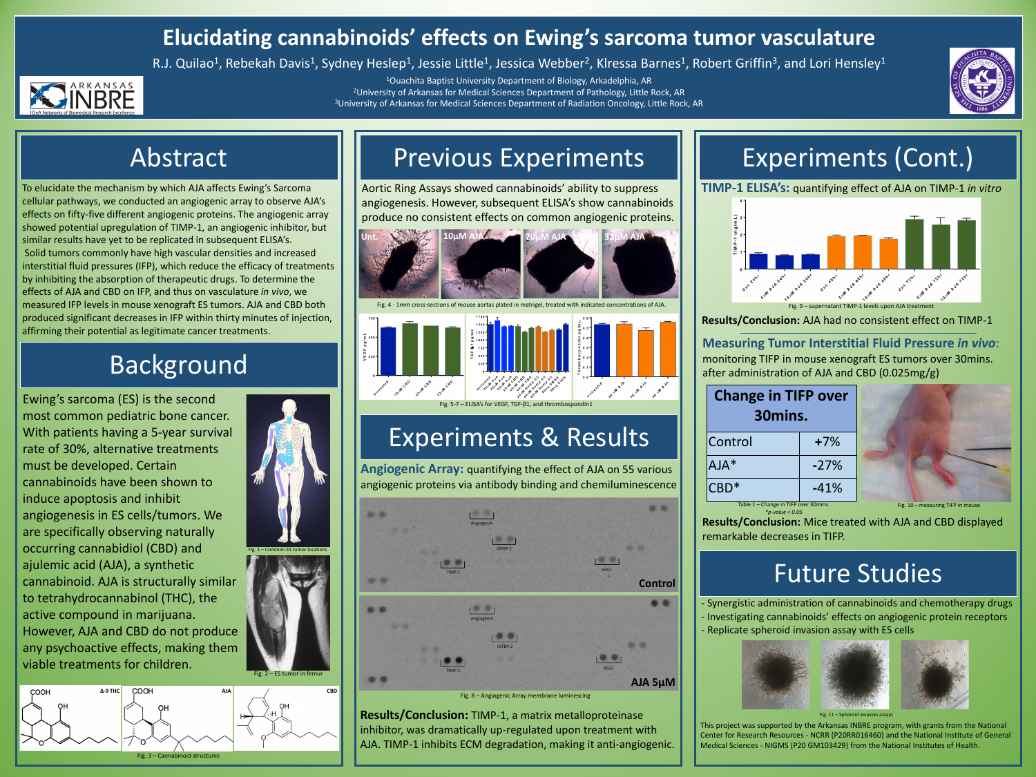# Elucidating cannabinoids' effects on Ewing's sarcoma tumor vasculature

R.J. Quilao[1], Rebekah Davis[1], Sydney Heslep[1], Jessie Little[1], Jessica Webber[2], Klressa Barnes[1], Robert Griffin[3], and Lori Hensley[1]

[1]Ouachita Baptist University Department of Biology, Arkadelphia, AR
[2]University of Arkansas for Medical Sciences Department of Pathology, Little Rock, AR
[3]University of Arkansas for Medical Sciences Department of Radiation Oncology, Little Rock, AR

## Abstract

To elucidate the mechanism by which AJA affects Ewing's Sarcoma cellular pathways, we conducted an angiogenic array to observe AJA's effects on fifty-five different angiogenic proteins. The angiogenic array showed potential upregulation of TIMP-1, an angiogenic inhibitor, but similar results have yet to be replicated in subsequent ELISA's.

Solid tumors commonly have high vascular densities and increased interstitial fluid pressures (IFP), which reduce the efficacy of treatments by inhibiting the absorption of therapeutic drugs. To determine the effects of AJA and CBD on IFP, and thus on vasculature *in vivo*, we measured IFP levels in mouse xenograft ES tumors. AJA and CBD both produced significant decreases in IFP within thirty minutes of injection, affirming their potential as legitimate cancer treatments.

## Background

Ewing's sarcoma (ES) is the second most common pediatric bone cancer. With patients having a 5-year survival rate of 30%, alternative treatments must be developed. Certain cannabinoids have been shown to induce apoptosis and inhibit angiogenesis in ES cells/tumors. We are specifically observing naturally occurring cannabidiol (CBD) and ajulemic acid (AJA), a synthetic cannabinoid. AJA is structurally similar to tetrahydrocannabinol (THC), the active compound in marijuana. However, AJA and CBD do not produce any psychoactive effects, making them viable treatments for children.

Fig. 1 – Common ES tumor locations

Fig. 2 – ES tumor in femur

Δ-9 THC
COOH
OH

AJA
COOH
OH

CBD
H
OH

Fig. 3 – Cannabinoid structures

## Previous Experiments

Aortic Ring Assays showed cannabinoids' ability to suppress angiogenesis. However, subsequent ELISA's show cannabinoids produce no consistent effects on common angiogenic proteins.

Unt.
10μM AJA
20μM AJA
32μM AJA

Fig. 4 - 1mm cross-sections of mouse aortas plated in matrigel, treated with indicated concentrations of AJA.

VEGF pg/mL
TGF-β1 pg/mL
Thrombospondin pg/mL

Fig. 5-7 – ELISA's for VEGF, TGF-β1, and thrombospondin1

## Experiments & Results

**Angiogenic Array:** quantifying the effect of AJA on 55 various angiogenic proteins via antibody binding and chemiluminescence

Angiogenin
IGFBP-2
TIMP-1
VEGF
Control

Angiogenin
IGFBP-2
TIMP-1
VEGF
AJA 5μM

Fig. 8 – Angiogenic Array membrane luminescing

**Results/Conclusion:** TIMP-1, a matrix metalloproteinase inhibitor, was dramatically up-regulated upon treatment with AJA. TIMP-1 inhibits ECM degradation, making it anti-angiogenic.

## Experiments (Cont.)

**TIMP-1 ELISA's:** quantifying effect of AJA on TIMP-1 *in vitro*

TIMP-1 (ng/mL)
4
3
2
1
0
Unt. 24hr
5uM AJA 24hr
10uM AJA 24hr
Unt. 48hr
5uM AJA 48hr
10uM AJA 48hr
Unt. 72hr
5uM AJA 72hr
10uM AJA 72hr

Fig. 9 – supernatant TIMP-1 levels upon AJA treatment

**Results/Conclusion:** AJA had no consistent effect on TIMP-1

**Measuring Tumor Interstitial Fluid Pressure *in vivo*:** monitoring TIFP in mouse xenograft ES tumors over 30mins. after administration of AJA and CBD (0.025mg/g)

| Change in TIFP over 30mins. | |
|---|---|
| Control | +7% |
| AJA* | -27% |
| CBD* | -41% |

Table 1 – Change in TIFP over 30mins.
*$p$-value < 0.05

Fig. 10 – measuring TIFP in mouse

**Results/Conclusion:** Mice treated with AJA and CBD displayed remarkable decreases in TIFP.

## Future Studies

- Synergistic administration of cannabinoids and chemotherapy drugs
- Investigating cannabinoids' effects on angiogenic protein receptors
- Replicate spheroid invasion assay with ES cells

Fig. 11 – Spheroid invasion assays

This project was supported by the Arkansas INBRE program, with grants from the National Center for Research Resources - NCRR (P20RR016460) and the National Institute of General Medical Sciences - NIGMS (P20 GM103429) from the National Institutes of Health.